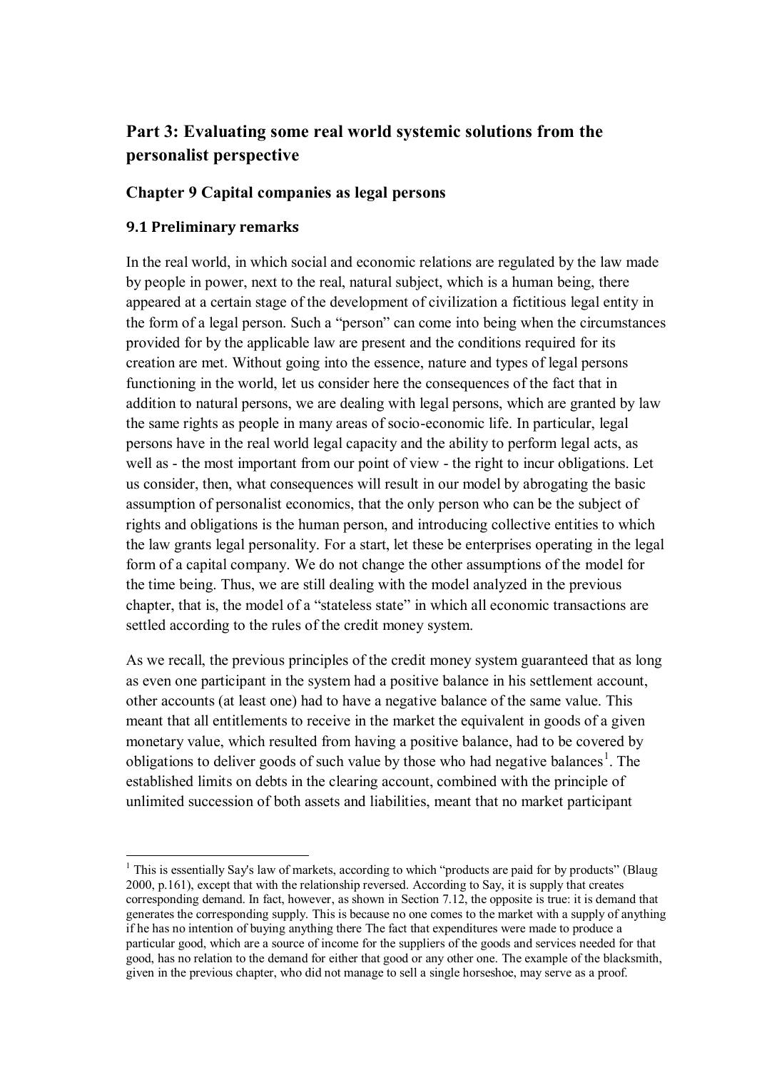## Part 3: Evaluating some real world systemic solutions from the personalist perspective

### Chapter 9 Capital companies as legal persons

#### 9.1 Preliminary remarks

In the real world, in which social and economic relations are regulated by the law made by people in power, next to the real, natural subject, which is a human being, there appeared at a certain stage of the development of civilization a fictitious legal entity in the form of a legal person. Such a "person" can come into being when the circumstances provided for by the applicable law are present and the conditions required for its creation are met. Without going into the essence, nature and types of legal persons functioning in the world, let us consider here the consequences of the fact that in addition to natural persons, we are dealing with legal persons, which are granted by law the same rights as people in many areas of socio-economic life. In particular, legal persons have in the real world legal capacity and the ability to perform legal acts, as well as - the most important from our point of view - the right to incur obligations. Let us consider, then, what consequences will result in our model by abrogating the basic assumption of personalist economics, that the only person who can be the subject of rights and obligations is the human person, and introducing collective entities to which the law grants legal personality. For a start, let these be enterprises operating in the legal form of a capital company. We do not change the other assumptions of the model for the time being. Thus, we are still dealing with the model analyzed in the previous chapter, that is, the model of a "stateless state" in which all economic transactions are settled according to the rules of the credit money system.

As we recall, the previous principles of the credit money system guaranteed that as long as even one participant in the system had a positive balance in his settlement account, other accounts (at least one) had to have a negative balance of the same value. This meant that all entitlements to receive in the market the equivalent in goods of a given monetary value, which resulted from having a positive balance, had to be covered by obligations to deliver goods of such value by those who had negative balances[1]. The established limits on debts in the clearing account, combined with the principle of unlimited succession of both assets and liabilities, meant that no market participant

---

[1] This is essentially Say's law of markets, according to which "products are paid for by products" (Blaug 2000, p.161), except that with the relationship reversed. According to Say, it is supply that creates corresponding demand. In fact, however, as shown in Section 7.12, the opposite is true: it is demand that generates the corresponding supply. This is because no one comes to the market with a supply of anything if he has no intention of buying anything there The fact that expenditures were made to produce a particular good, which are a source of income for the suppliers of the goods and services needed for that good, has no relation to the demand for either that good or any other one. The example of the blacksmith, given in the previous chapter, who did not manage to sell a single horseshoe, may serve as a proof.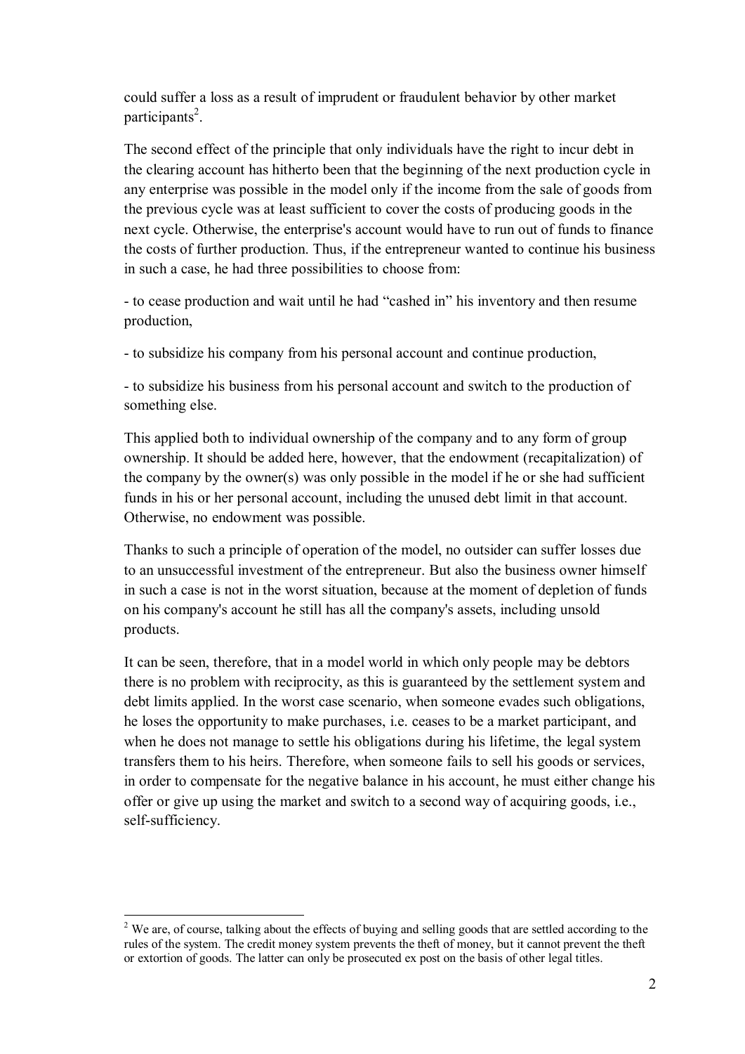could suffer a loss as a result of imprudent or fraudulent behavior by other market participants[2].

The second effect of the principle that only individuals have the right to incur debt in the clearing account has hitherto been that the beginning of the next production cycle in any enterprise was possible in the model only if the income from the sale of goods from the previous cycle was at least sufficient to cover the costs of producing goods in the next cycle. Otherwise, the enterprise's account would have to run out of funds to finance the costs of further production. Thus, if the entrepreneur wanted to continue his business in such a case, he had three possibilities to choose from:

- to cease production and wait until he had "cashed in" his inventory and then resume production,

- to subsidize his company from his personal account and continue production,

- to subsidize his business from his personal account and switch to the production of something else.

This applied both to individual ownership of the company and to any form of group ownership. It should be added here, however, that the endowment (recapitalization) of the company by the owner(s) was only possible in the model if he or she had sufficient funds in his or her personal account, including the unused debt limit in that account. Otherwise, no endowment was possible.

Thanks to such a principle of operation of the model, no outsider can suffer losses due to an unsuccessful investment of the entrepreneur. But also the business owner himself in such a case is not in the worst situation, because at the moment of depletion of funds on his company's account he still has all the company's assets, including unsold products.

It can be seen, therefore, that in a model world in which only people may be debtors there is no problem with reciprocity, as this is guaranteed by the settlement system and debt limits applied. In the worst case scenario, when someone evades such obligations, he loses the opportunity to make purchases, i.e. ceases to be a market participant, and when he does not manage to settle his obligations during his lifetime, the legal system transfers them to his heirs. Therefore, when someone fails to sell his goods or services, in order to compensate for the negative balance in his account, he must either change his offer or give up using the market and switch to a second way of acquiring goods, i.e., self-sufficiency.

---

[2] We are, of course, talking about the effects of buying and selling goods that are settled according to the rules of the system. The credit money system prevents the theft of money, but it cannot prevent the theft or extortion of goods. The latter can only be prosecuted ex post on the basis of other legal titles.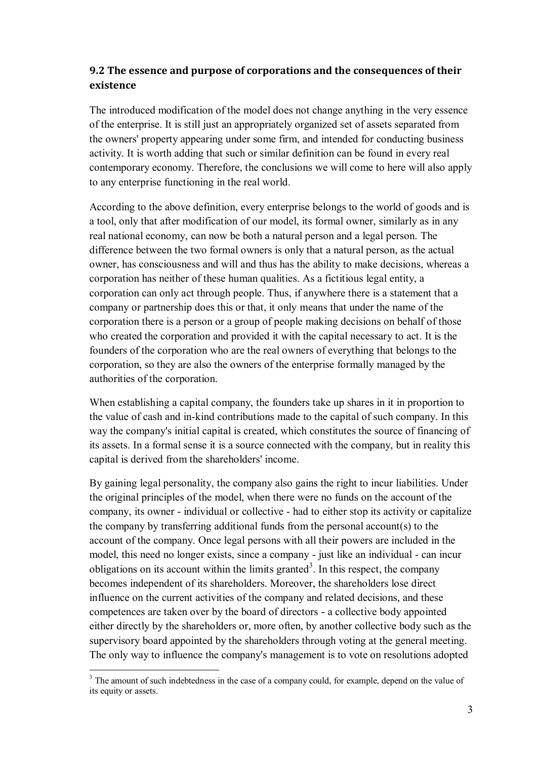### 9.2 The essence and purpose of corporations and the consequences of their existence

The introduced modification of the model does not change anything in the very essence of the enterprise. It is still just an appropriately organized set of assets separated from the owners' property appearing under some firm, and intended for conducting business activity. It is worth adding that such or similar definition can be found in every real contemporary economy. Therefore, the conclusions we will come to here will also apply to any enterprise functioning in the real world.

According to the above definition, every enterprise belongs to the world of goods and is a tool, only that after modification of our model, its formal owner, similarly as in any real national economy, can now be both a natural person and a legal person. The difference between the two formal owners is only that a natural person, as the actual owner, has consciousness and will and thus has the ability to make decisions, whereas a corporation has neither of these human qualities. As a fictitious legal entity, a corporation can only act through people. Thus, if anywhere there is a statement that a company or partnership does this or that, it only means that under the name of the corporation there is a person or a group of people making decisions on behalf of those who created the corporation and provided it with the capital necessary to act. It is the founders of the corporation who are the real owners of everything that belongs to the corporation, so they are also the owners of the enterprise formally managed by the authorities of the corporation.

When establishing a capital company, the founders take up shares in it in proportion to the value of cash and in-kind contributions made to the capital of such company. In this way the company's initial capital is created, which constitutes the source of financing of its assets. In a formal sense it is a source connected with the company, but in reality this capital is derived from the shareholders' income.

By gaining legal personality, the company also gains the right to incur liabilities. Under the original principles of the model, when there were no funds on the account of the company, its owner - individual or collective - had to either stop its activity or capitalize the company by transferring additional funds from the personal account(s) to the account of the company. Once legal persons with all their powers are included in the model, this need no longer exists, since a company - just like an individual - can incur obligations on its account within the limits granted[3]. In this respect, the company becomes independent of its shareholders. Moreover, the shareholders lose direct influence on the current activities of the company and related decisions, and these competences are taken over by the board of directors - a collective body appointed either directly by the shareholders or, more often, by another collective body such as the supervisory board appointed by the shareholders through voting at the general meeting. The only way to influence the company's management is to vote on resolutions adopted

[3] The amount of such indebtedness in the case of a company could, for example, depend on the value of its equity or assets.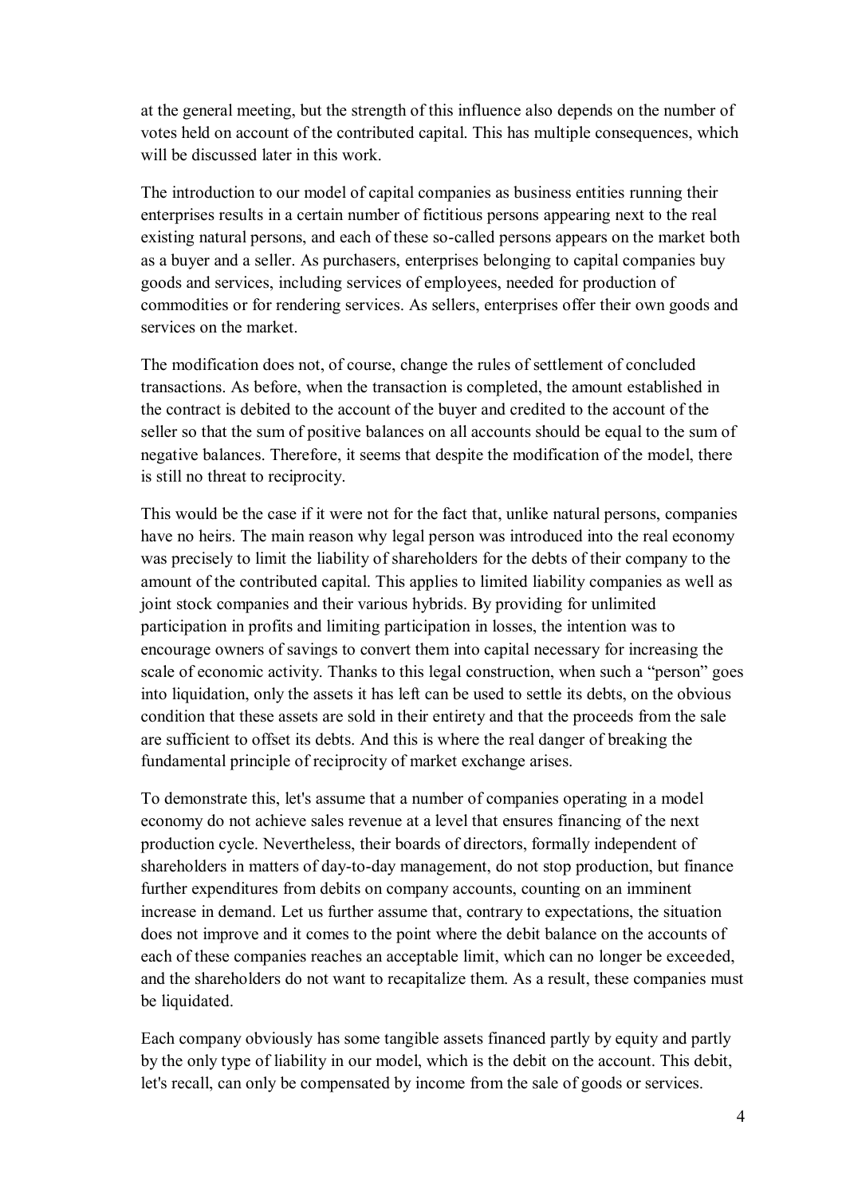at the general meeting, but the strength of this influence also depends on the number of votes held on account of the contributed capital. This has multiple consequences, which will be discussed later in this work.

The introduction to our model of capital companies as business entities running their enterprises results in a certain number of fictitious persons appearing next to the real existing natural persons, and each of these so-called persons appears on the market both as a buyer and a seller. As purchasers, enterprises belonging to capital companies buy goods and services, including services of employees, needed for production of commodities or for rendering services. As sellers, enterprises offer their own goods and services on the market.

The modification does not, of course, change the rules of settlement of concluded transactions. As before, when the transaction is completed, the amount established in the contract is debited to the account of the buyer and credited to the account of the seller so that the sum of positive balances on all accounts should be equal to the sum of negative balances. Therefore, it seems that despite the modification of the model, there is still no threat to reciprocity.

This would be the case if it were not for the fact that, unlike natural persons, companies have no heirs. The main reason why legal person was introduced into the real economy was precisely to limit the liability of shareholders for the debts of their company to the amount of the contributed capital. This applies to limited liability companies as well as joint stock companies and their various hybrids. By providing for unlimited participation in profits and limiting participation in losses, the intention was to encourage owners of savings to convert them into capital necessary for increasing the scale of economic activity. Thanks to this legal construction, when such a "person" goes into liquidation, only the assets it has left can be used to settle its debts, on the obvious condition that these assets are sold in their entirety and that the proceeds from the sale are sufficient to offset its debts. And this is where the real danger of breaking the fundamental principle of reciprocity of market exchange arises.

To demonstrate this, let's assume that a number of companies operating in a model economy do not achieve sales revenue at a level that ensures financing of the next production cycle. Nevertheless, their boards of directors, formally independent of shareholders in matters of day-to-day management, do not stop production, but finance further expenditures from debits on company accounts, counting on an imminent increase in demand. Let us further assume that, contrary to expectations, the situation does not improve and it comes to the point where the debit balance on the accounts of each of these companies reaches an acceptable limit, which can no longer be exceeded, and the shareholders do not want to recapitalize them. As a result, these companies must be liquidated.

Each company obviously has some tangible assets financed partly by equity and partly by the only type of liability in our model, which is the debit on the account. This debit, let's recall, can only be compensated by income from the sale of goods or services.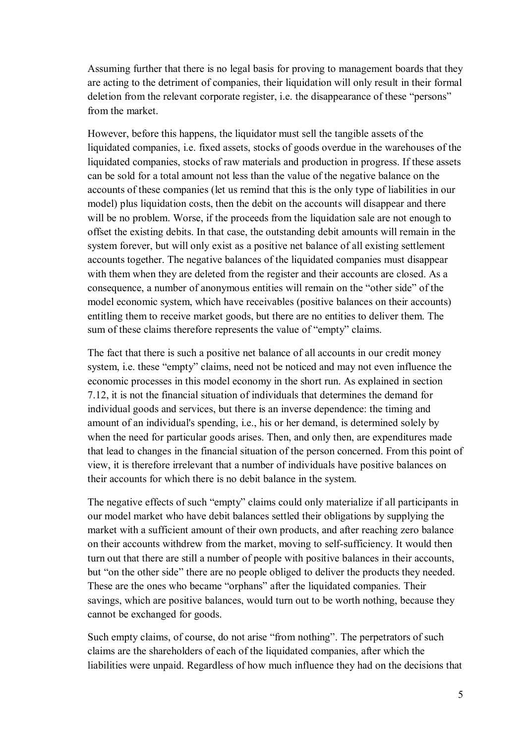Assuming further that there is no legal basis for proving to management boards that they are acting to the detriment of companies, their liquidation will only result in their formal deletion from the relevant corporate register, i.e. the disappearance of these "persons" from the market.

However, before this happens, the liquidator must sell the tangible assets of the liquidated companies, i.e. fixed assets, stocks of goods overdue in the warehouses of the liquidated companies, stocks of raw materials and production in progress. If these assets can be sold for a total amount not less than the value of the negative balance on the accounts of these companies (let us remind that this is the only type of liabilities in our model) plus liquidation costs, then the debit on the accounts will disappear and there will be no problem. Worse, if the proceeds from the liquidation sale are not enough to offset the existing debits. In that case, the outstanding debit amounts will remain in the system forever, but will only exist as a positive net balance of all existing settlement accounts together. The negative balances of the liquidated companies must disappear with them when they are deleted from the register and their accounts are closed. As a consequence, a number of anonymous entities will remain on the "other side" of the model economic system, which have receivables (positive balances on their accounts) entitling them to receive market goods, but there are no entities to deliver them. The sum of these claims therefore represents the value of "empty" claims.

The fact that there is such a positive net balance of all accounts in our credit money system, i.e. these "empty" claims, need not be noticed and may not even influence the economic processes in this model economy in the short run. As explained in section 7.12, it is not the financial situation of individuals that determines the demand for individual goods and services, but there is an inverse dependence: the timing and amount of an individual's spending, i.e., his or her demand, is determined solely by when the need for particular goods arises. Then, and only then, are expenditures made that lead to changes in the financial situation of the person concerned. From this point of view, it is therefore irrelevant that a number of individuals have positive balances on their accounts for which there is no debit balance in the system.

The negative effects of such "empty" claims could only materialize if all participants in our model market who have debit balances settled their obligations by supplying the market with a sufficient amount of their own products, and after reaching zero balance on their accounts withdrew from the market, moving to self-sufficiency. It would then turn out that there are still a number of people with positive balances in their accounts, but "on the other side" there are no people obliged to deliver the products they needed. These are the ones who became "orphans" after the liquidated companies. Their savings, which are positive balances, would turn out to be worth nothing, because they cannot be exchanged for goods.

Such empty claims, of course, do not arise "from nothing". The perpetrators of such claims are the shareholders of each of the liquidated companies, after which the liabilities were unpaid. Regardless of how much influence they had on the decisions that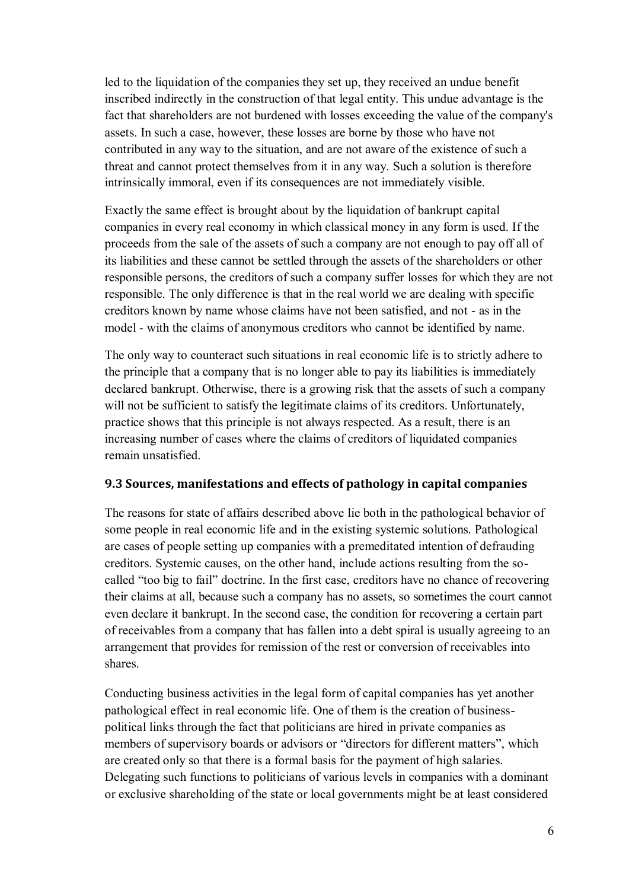led to the liquidation of the companies they set up, they received an undue benefit inscribed indirectly in the construction of that legal entity. This undue advantage is the fact that shareholders are not burdened with losses exceeding the value of the company's assets. In such a case, however, these losses are borne by those who have not contributed in any way to the situation, and are not aware of the existence of such a threat and cannot protect themselves from it in any way. Such a solution is therefore intrinsically immoral, even if its consequences are not immediately visible.

Exactly the same effect is brought about by the liquidation of bankrupt capital companies in every real economy in which classical money in any form is used. If the proceeds from the sale of the assets of such a company are not enough to pay off all of its liabilities and these cannot be settled through the assets of the shareholders or other responsible persons, the creditors of such a company suffer losses for which they are not responsible. The only difference is that in the real world we are dealing with specific creditors known by name whose claims have not been satisfied, and not - as in the model - with the claims of anonymous creditors who cannot be identified by name.

The only way to counteract such situations in real economic life is to strictly adhere to the principle that a company that is no longer able to pay its liabilities is immediately declared bankrupt. Otherwise, there is a growing risk that the assets of such a company will not be sufficient to satisfy the legitimate claims of its creditors. Unfortunately, practice shows that this principle is not always respected. As a result, there is an increasing number of cases where the claims of creditors of liquidated companies remain unsatisfied.

### 9.3 Sources, manifestations and effects of pathology in capital companies

The reasons for state of affairs described above lie both in the pathological behavior of some people in real economic life and in the existing systemic solutions. Pathological are cases of people setting up companies with a premeditated intention of defrauding creditors. Systemic causes, on the other hand, include actions resulting from the so-called "too big to fail" doctrine. In the first case, creditors have no chance of recovering their claims at all, because such a company has no assets, so sometimes the court cannot even declare it bankrupt. In the second case, the condition for recovering a certain part of receivables from a company that has fallen into a debt spiral is usually agreeing to an arrangement that provides for remission of the rest or conversion of receivables into shares.

Conducting business activities in the legal form of capital companies has yet another pathological effect in real economic life. One of them is the creation of business-political links through the fact that politicians are hired in private companies as members of supervisory boards or advisors or "directors for different matters", which are created only so that there is a formal basis for the payment of high salaries. Delegating such functions to politicians of various levels in companies with a dominant or exclusive shareholding of the state or local governments might be at least considered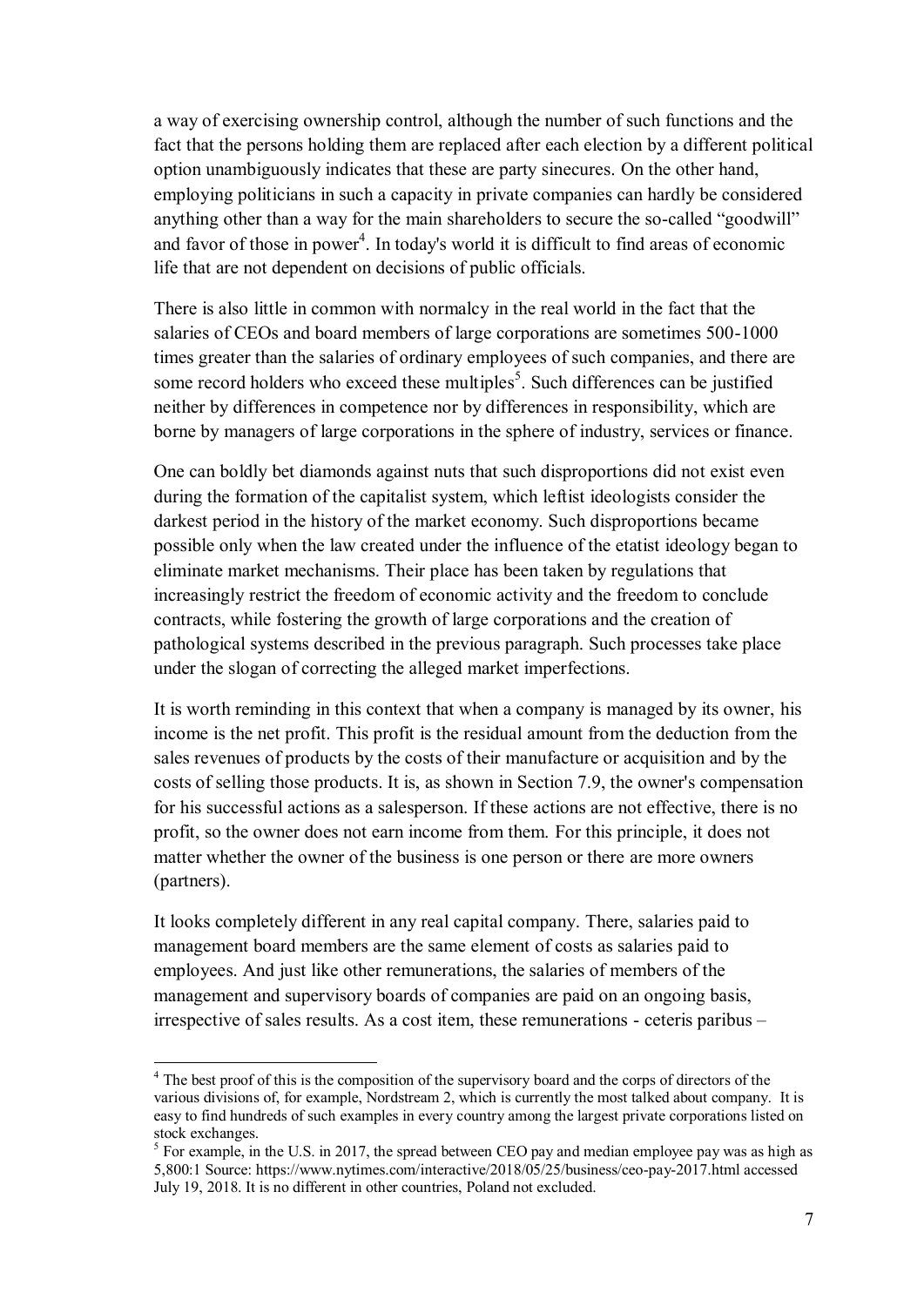a way of exercising ownership control, although the number of such functions and the fact that the persons holding them are replaced after each election by a different political option unambiguously indicates that these are party sinecures. On the other hand, employing politicians in such a capacity in private companies can hardly be considered anything other than a way for the main shareholders to secure the so-called "goodwill" and favor of those in power[4]. In today's world it is difficult to find areas of economic life that are not dependent on decisions of public officials.

There is also little in common with normalcy in the real world in the fact that the salaries of CEOs and board members of large corporations are sometimes 500-1000 times greater than the salaries of ordinary employees of such companies, and there are some record holders who exceed these multiples[5]. Such differences can be justified neither by differences in competence nor by differences in responsibility, which are borne by managers of large corporations in the sphere of industry, services or finance.

One can boldly bet diamonds against nuts that such disproportions did not exist even during the formation of the capitalist system, which leftist ideologists consider the darkest period in the history of the market economy. Such disproportions became possible only when the law created under the influence of the etatist ideology began to eliminate market mechanisms. Their place has been taken by regulations that increasingly restrict the freedom of economic activity and the freedom to conclude contracts, while fostering the growth of large corporations and the creation of pathological systems described in the previous paragraph. Such processes take place under the slogan of correcting the alleged market imperfections.

It is worth reminding in this context that when a company is managed by its owner, his income is the net profit. This profit is the residual amount from the deduction from the sales revenues of products by the costs of their manufacture or acquisition and by the costs of selling those products. It is, as shown in Section 7.9, the owner's compensation for his successful actions as a salesperson. If these actions are not effective, there is no profit, so the owner does not earn income from them. For this principle, it does not matter whether the owner of the business is one person or there are more owners (partners).

It looks completely different in any real capital company. There, salaries paid to management board members are the same element of costs as salaries paid to employees. And just like other remunerations, the salaries of members of the management and supervisory boards of companies are paid on an ongoing basis, irrespective of sales results. As a cost item, these remunerations - ceteris paribus –

---

[4] The best proof of this is the composition of the supervisory board and the corps of directors of the various divisions of, for example, Nordstream 2, which is currently the most talked about company. It is easy to find hundreds of such examples in every country among the largest private corporations listed on stock exchanges.

[5] For example, in the U.S. in 2017, the spread between CEO pay and median employee pay was as high as 5,800:1 Source: https://www.nytimes.com/interactive/2018/05/25/business/ceo-pay-2017.html accessed July 19, 2018. It is no different in other countries, Poland not excluded.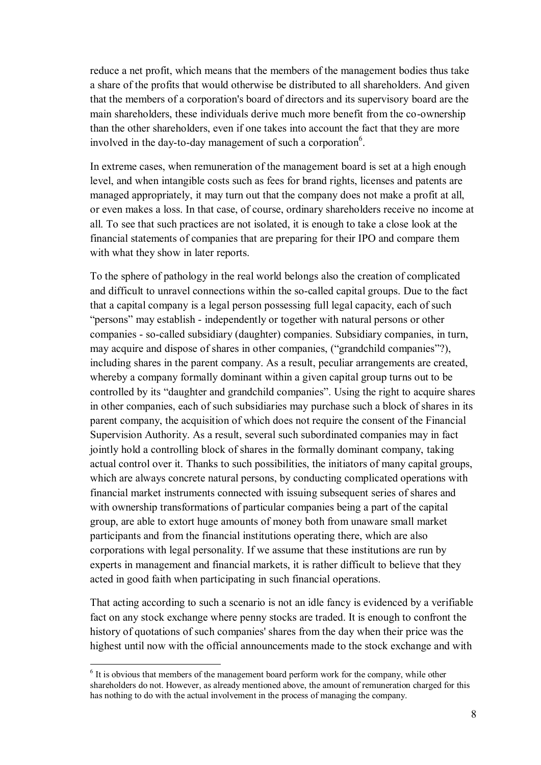reduce a net profit, which means that the members of the management bodies thus take a share of the profits that would otherwise be distributed to all shareholders. And given that the members of a corporation's board of directors and its supervisory board are the main shareholders, these individuals derive much more benefit from the co-ownership than the other shareholders, even if one takes into account the fact that they are more involved in the day-to-day management of such a corporation[6].

In extreme cases, when remuneration of the management board is set at a high enough level, and when intangible costs such as fees for brand rights, licenses and patents are managed appropriately, it may turn out that the company does not make a profit at all, or even makes a loss. In that case, of course, ordinary shareholders receive no income at all. To see that such practices are not isolated, it is enough to take a close look at the financial statements of companies that are preparing for their IPO and compare them with what they show in later reports.

To the sphere of pathology in the real world belongs also the creation of complicated and difficult to unravel connections within the so-called capital groups. Due to the fact that a capital company is a legal person possessing full legal capacity, each of such "persons" may establish - independently or together with natural persons or other companies - so-called subsidiary (daughter) companies. Subsidiary companies, in turn, may acquire and dispose of shares in other companies, ("grandchild companies"?), including shares in the parent company. As a result, peculiar arrangements are created, whereby a company formally dominant within a given capital group turns out to be controlled by its "daughter and grandchild companies". Using the right to acquire shares in other companies, each of such subsidiaries may purchase such a block of shares in its parent company, the acquisition of which does not require the consent of the Financial Supervision Authority. As a result, several such subordinated companies may in fact jointly hold a controlling block of shares in the formally dominant company, taking actual control over it. Thanks to such possibilities, the initiators of many capital groups, which are always concrete natural persons, by conducting complicated operations with financial market instruments connected with issuing subsequent series of shares and with ownership transformations of particular companies being a part of the capital group, are able to extort huge amounts of money both from unaware small market participants and from the financial institutions operating there, which are also corporations with legal personality. If we assume that these institutions are run by experts in management and financial markets, it is rather difficult to believe that they acted in good faith when participating in such financial operations.

That acting according to such a scenario is not an idle fancy is evidenced by a verifiable fact on any stock exchange where penny stocks are traded. It is enough to confront the history of quotations of such companies' shares from the day when their price was the highest until now with the official announcements made to the stock exchange and with

---

[6] It is obvious that members of the management board perform work for the company, while other shareholders do not. However, as already mentioned above, the amount of remuneration charged for this has nothing to do with the actual involvement in the process of managing the company.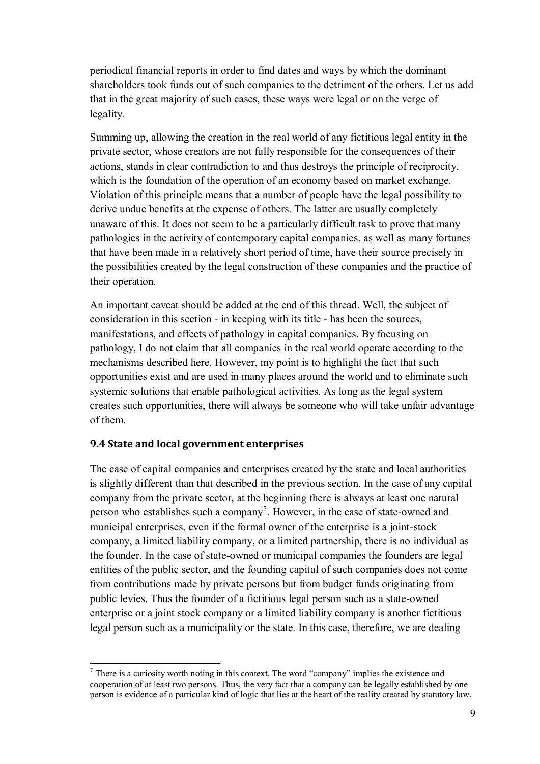periodical financial reports in order to find dates and ways by which the dominant shareholders took funds out of such companies to the detriment of the others. Let us add that in the great majority of such cases, these ways were legal or on the verge of legality.

Summing up, allowing the creation in the real world of any fictitious legal entity in the private sector, whose creators are not fully responsible for the consequences of their actions, stands in clear contradiction to and thus destroys the principle of reciprocity, which is the foundation of the operation of an economy based on market exchange. Violation of this principle means that a number of people have the legal possibility to derive undue benefits at the expense of others. The latter are usually completely unaware of this. It does not seem to be a particularly difficult task to prove that many pathologies in the activity of contemporary capital companies, as well as many fortunes that have been made in a relatively short period of time, have their source precisely in the possibilities created by the legal construction of these companies and the practice of their operation.

An important caveat should be added at the end of this thread. Well, the subject of consideration in this section - in keeping with its title - has been the sources, manifestations, and effects of pathology in capital companies. By focusing on pathology, I do not claim that all companies in the real world operate according to the mechanisms described here. However, my point is to highlight the fact that such opportunities exist and are used in many places around the world and to eliminate such systemic solutions that enable pathological activities. As long as the legal system creates such opportunities, there will always be someone who will take unfair advantage of them.

### 9.4 State and local government enterprises

The case of capital companies and enterprises created by the state and local authorities is slightly different than that described in the previous section. In the case of any capital company from the private sector, at the beginning there is always at least one natural person who establishes such a company[7]. However, in the case of state-owned and municipal enterprises, even if the formal owner of the enterprise is a joint-stock company, a limited liability company, or a limited partnership, there is no individual as the founder. In the case of state-owned or municipal companies the founders are legal entities of the public sector, and the founding capital of such companies does not come from contributions made by private persons but from budget funds originating from public levies. Thus the founder of a fictitious legal person such as a state-owned enterprise or a joint stock company or a limited liability company is another fictitious legal person such as a municipality or the state. In this case, therefore, we are dealing

---

[7] There is a curiosity worth noting in this context. The word "company" implies the existence and cooperation of at least two persons. Thus, the very fact that a company can be legally established by one person is evidence of a particular kind of logic that lies at the heart of the reality created by statutory law.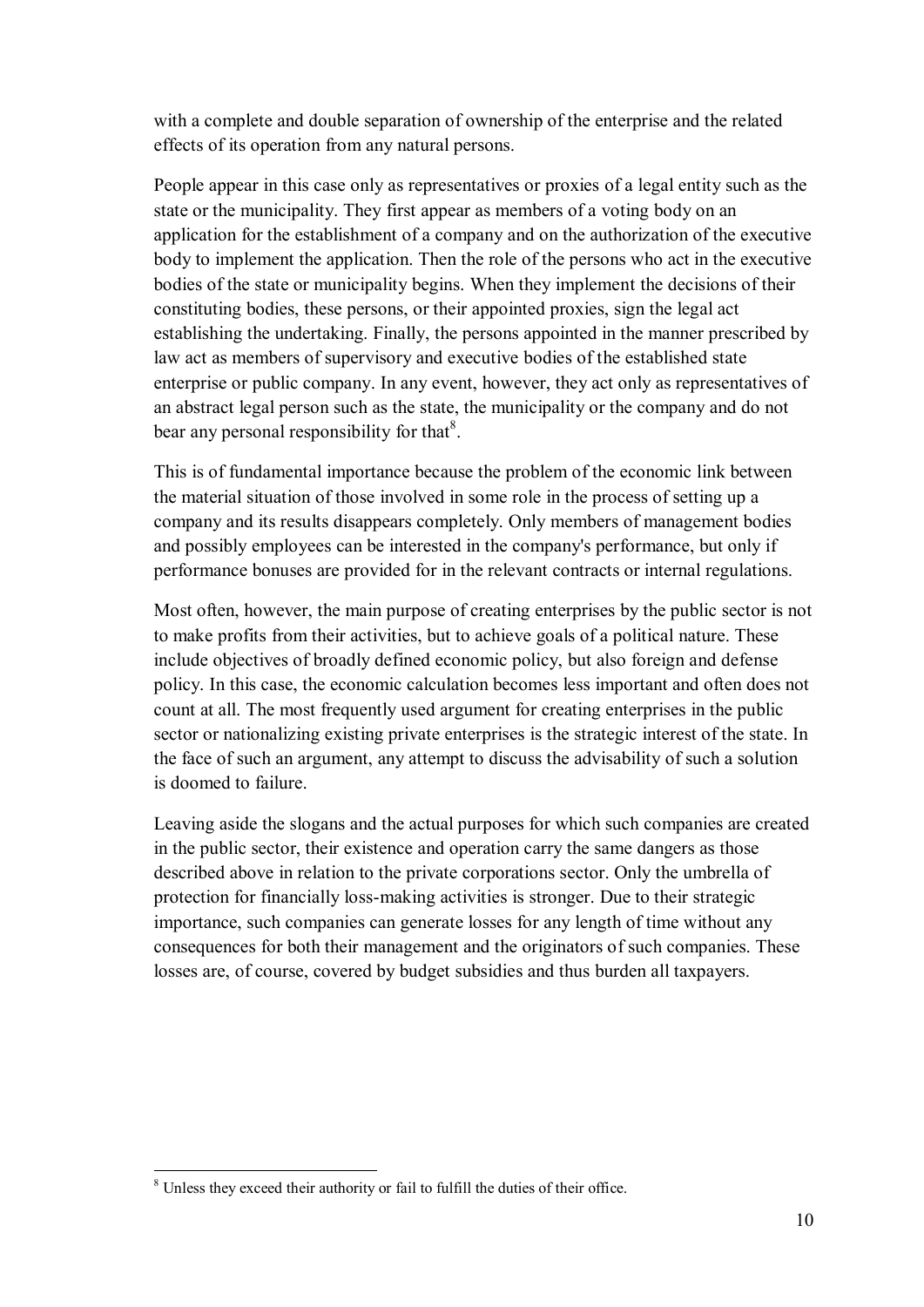with a complete and double separation of ownership of the enterprise and the related effects of its operation from any natural persons.

People appear in this case only as representatives or proxies of a legal entity such as the state or the municipality. They first appear as members of a voting body on an application for the establishment of a company and on the authorization of the executive body to implement the application. Then the role of the persons who act in the executive bodies of the state or municipality begins. When they implement the decisions of their constituting bodies, these persons, or their appointed proxies, sign the legal act establishing the undertaking. Finally, the persons appointed in the manner prescribed by law act as members of supervisory and executive bodies of the established state enterprise or public company. In any event, however, they act only as representatives of an abstract legal person such as the state, the municipality or the company and do not bear any personal responsibility for that[8].

This is of fundamental importance because the problem of the economic link between the material situation of those involved in some role in the process of setting up a company and its results disappears completely. Only members of management bodies and possibly employees can be interested in the company's performance, but only if performance bonuses are provided for in the relevant contracts or internal regulations.

Most often, however, the main purpose of creating enterprises by the public sector is not to make profits from their activities, but to achieve goals of a political nature. These include objectives of broadly defined economic policy, but also foreign and defense policy. In this case, the economic calculation becomes less important and often does not count at all. The most frequently used argument for creating enterprises in the public sector or nationalizing existing private enterprises is the strategic interest of the state. In the face of such an argument, any attempt to discuss the advisability of such a solution is doomed to failure.

Leaving aside the slogans and the actual purposes for which such companies are created in the public sector, their existence and operation carry the same dangers as those described above in relation to the private corporations sector. Only the umbrella of protection for financially loss-making activities is stronger. Due to their strategic importance, such companies can generate losses for any length of time without any consequences for both their management and the originators of such companies. These losses are, of course, covered by budget subsidies and thus burden all taxpayers.

---

[8] Unless they exceed their authority or fail to fulfill the duties of their office.